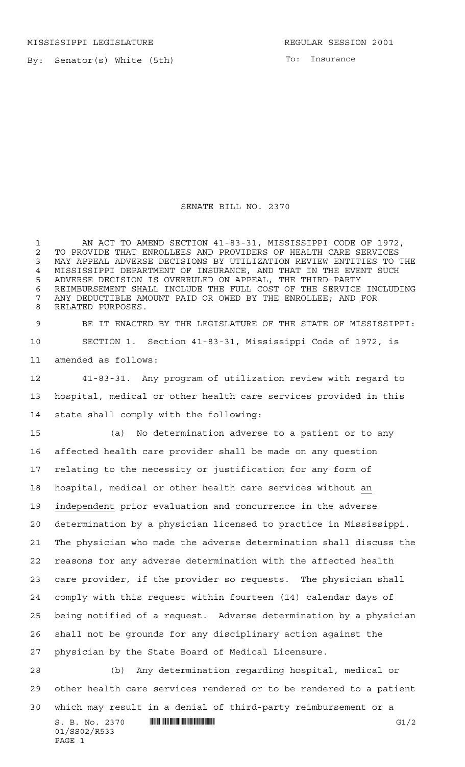MISSISSIPPI LEGISLATURE REGULAR SESSION 2001

By: Senator(s) White (5th)

To: Insurance

# SENATE BILL NO. 2370

AN ACT TO AMEND SECTION 41-83-31, MISSISSIPPI CODE OF 1972, TO PROVIDE THAT ENROLLEES AND PROVIDERS OF HEALTH CARE SERVICES MAY APPEAL ADVERSE DECISIONS BY UTILIZATION REVIEW ENTITIES TO THE MISSISSIPPI DEPARTMENT OF INSURANCE, AND THAT IN THE EVENT SUCH ADVERSE DECISION IS OVERRULED ON APPEAL, THE THIRD-PARTY REIMBURSEMENT SHALL INCLUDE THE FULL COST OF THE SERVICE INCLUDING ANY DEDUCTIBLE AMOUNT PAID OR OWED BY THE ENROLLEE; AND FOR RELATED PURPOSES.

BE IT ENACTED BY THE LEGISLATURE OF THE STATE OF MISSISSIPPI:

SECTION 1. Section 41-83-31, Mississippi Code of 1972, is amended as follows:

41-83-31. Any program of utilization review with regard to hospital, medical or other health care services provided in this state shall comply with the following:

(a) No determination adverse to a patient or to any affected health care provider shall be made on any question relating to the necessity or justification for any form of hospital, medical or other health care services without an independent prior evaluation and concurrence in the adverse determination by a physician licensed to practice in Mississippi. The physician who made the adverse determination shall discuss the reasons for any adverse determination with the affected health care provider, if the provider so requests. The physician shall comply with this request within fourteen (14) calendar days of being notified of a request. Adverse determination by a physician shall not be grounds for any disciplinary action against the physician by the State Board of Medical Licensure.

(b) Any determination regarding hospital, medical or other health care services rendered or to be rendered to a patient which may result in a denial of third-party reimbursement or a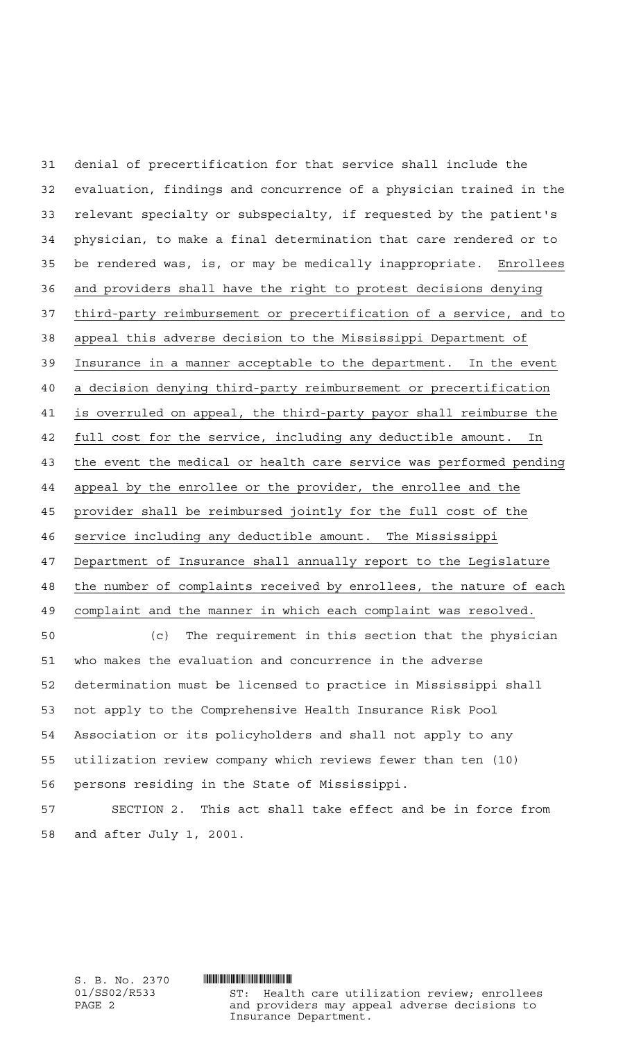denial of precertification for that service shall include the evaluation, findings and concurrence of a physician trained in the relevant specialty or subspecialty, if requested by the patient's physician, to make a final determination that care rendered or to be rendered was, is, or may be medically inappropriate. Enrollees and providers shall have the right to protest decisions denying third-party reimbursement or precertification of a service, and to appeal this adverse decision to the Mississippi Department of Insurance in a manner acceptable to the department. In the event a decision denying third-party reimbursement or precertification is overruled on appeal, the third-party payor shall reimburse the full cost for the service, including any deductible amount. In the event the medical or health care service was performed pending appeal by the enrollee or the provider, the enrollee and the provider shall be reimbursed jointly for the full cost of the service including any deductible amount. The Mississippi Department of Insurance shall annually report to the Legislature the number of complaints received by enrollees, the nature of each complaint and the manner in which each complaint was resolved.

(c) The requirement in this section that the physician who makes the evaluation and concurrence in the adverse determination must be licensed to practice in Mississippi shall not apply to the Comprehensive Health Insurance Risk Pool Association or its policyholders and shall not apply to any utilization review company which reviews fewer than ten (10) persons residing in the State of Mississippi.

SECTION 2. This act shall take effect and be in force from and after July 1, 2001.

S. B. No. 2370
01/SS02/R533

ST: Health care utilization review; enrollees and providers may appeal adverse decisions to Insurance Department.